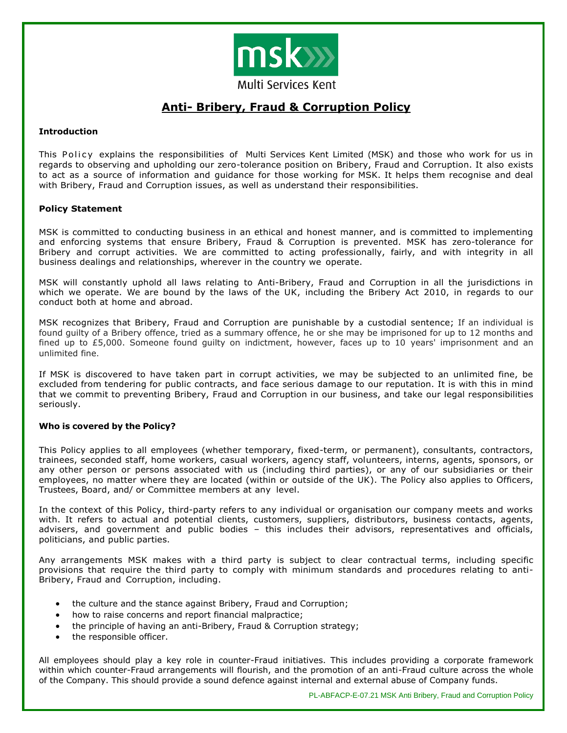Multi Services Kent

# Anti- Bribery, Fraud & Corruption Policy

**Introduction**

This Policy explains the responsibilities of Multi Services Kent Limited (MSK) and those who work for us in regards to observing and upholding our zero-tolerance position on Bribery, Fraud and Corruption. It also exists to act as a source of information and guidance for those working for MSK. It helps them recognise and deal with Bribery, Fraud and Corruption issues, as well as understand their responsibilities.

**Policy Statement**

MSK is committed to conducting business in an ethical and honest manner, and is committed to implementing and enforcing systems that ensure Bribery, Fraud & Corruption is prevented. MSK has zero-tolerance for Bribery and corrupt activities. We are committed to acting professionally, fairly, and with integrity in all business dealings and relationships, wherever in the country we operate.

MSK will constantly uphold all laws relating to Anti-Bribery, Fraud and Corruption in all the jurisdictions in which we operate. We are bound by the laws of the UK, including the Bribery Act 2010, in regards to our conduct both at home and abroad.

MSK recognizes that Bribery, Fraud and Corruption are punishable by a custodial sentence; If an individual is found guilty of a Bribery offence, tried as a summary offence, he or she may be imprisoned for up to 12 months and fined up to £5,000. Someone found guilty on indictment, however, faces up to 10 years' imprisonment and an unlimited fine.

If MSK is discovered to have taken part in corrupt activities, we may be subjected to an unlimited fine, be excluded from tendering for public contracts, and face serious damage to our reputation. It is with this in mind that we commit to preventing Bribery, Fraud and Corruption in our business, and take our legal responsibilities seriously.

**Who is covered by the Policy?**

This Policy applies to all employees (whether temporary, fixed-term, or permanent), consultants, contractors, trainees, seconded staff, home workers, casual workers, agency staff, volunteers, interns, agents, sponsors, or any other person or persons associated with us (including third parties), or any of our subsidiaries or their employees, no matter where they are located (within or outside of the UK). The Policy also applies to Officers, Trustees, Board, and/ or Committee members at any level.

In the context of this Policy, third-party refers to any individual or organisation our company meets and works with. It refers to actual and potential clients, customers, suppliers, distributors, business contacts, agents, advisers, and government and public bodies – this includes their advisors, representatives and officials, politicians, and public parties.

Any arrangements MSK makes with a third party is subject to clear contractual terms, including specific provisions that require the third party to comply with minimum standards and procedures relating to anti-Bribery, Fraud and Corruption, including.

- the culture and the stance against Bribery, Fraud and Corruption;
- how to raise concerns and report financial malpractice;
- the principle of having an anti-Bribery, Fraud & Corruption strategy;
- the responsible officer.

All employees should play a key role in counter-Fraud initiatives. This includes providing a corporate framework within which counter-Fraud arrangements will flourish, and the promotion of an anti-Fraud culture across the whole of the Company. This should provide a sound defence against internal and external abuse of Company funds.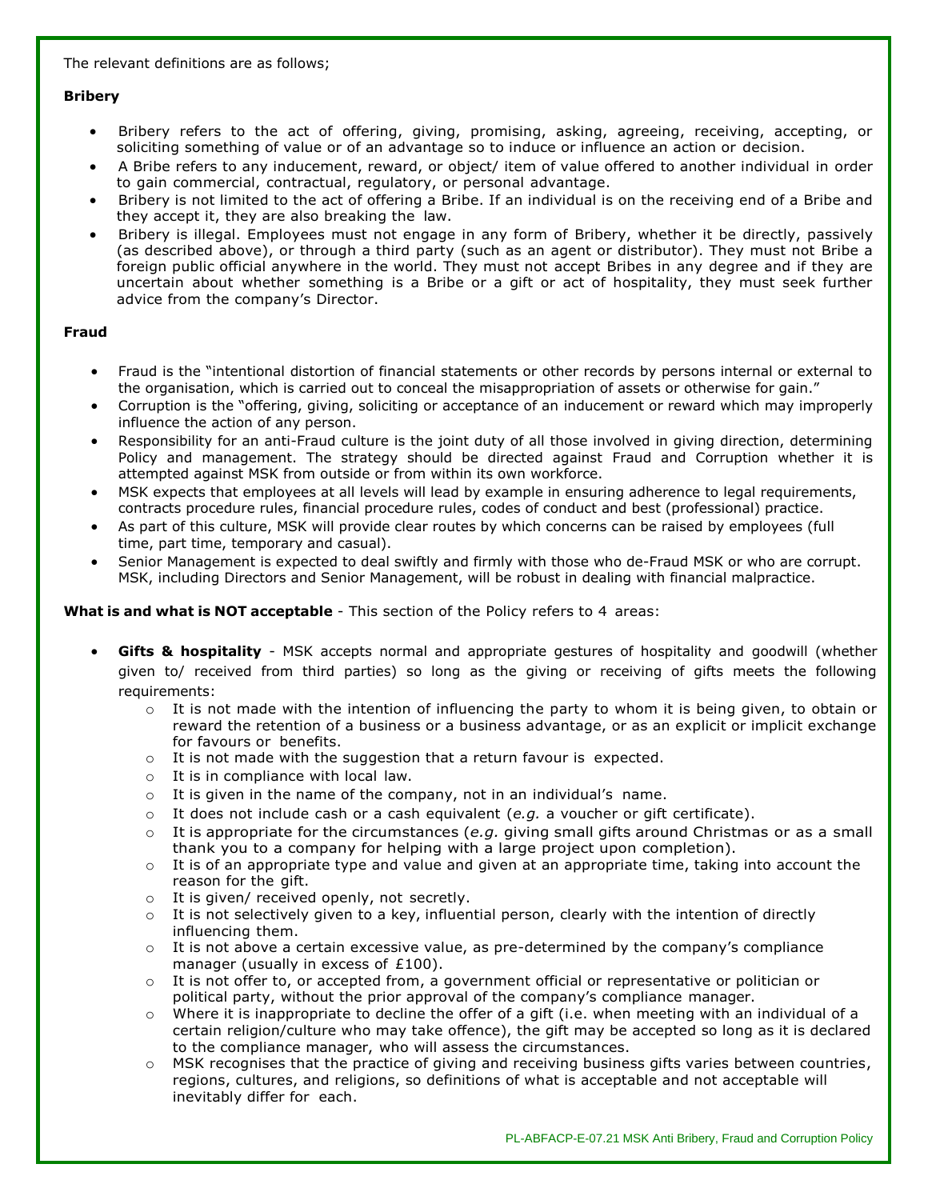The relevant definitions are as follows;

**Bribery**

- Bribery refers to the act of offering, giving, promising, asking, agreeing, receiving, accepting, or soliciting something of value or of an advantage so to induce or influence an action or decision.
- A Bribe refers to any inducement, reward, or object/ item of value offered to another individual in order to gain commercial, contractual, regulatory, or personal advantage.
- Bribery is not limited to the act of offering a Bribe. If an individual is on the receiving end of a Bribe and they accept it, they are also breaking the law.
- Bribery is illegal. Employees must not engage in any form of Bribery, whether it be directly, passively (as described above), or through a third party (such as an agent or distributor). They must not Bribe a foreign public official anywhere in the world. They must not accept Bribes in any degree and if they are uncertain about whether something is a Bribe or a gift or act of hospitality, they must seek further advice from the company's Director.

**Fraud**

- Fraud is the "intentional distortion of financial statements or other records by persons internal or external to the organisation, which is carried out to conceal the misappropriation of assets or otherwise for gain."
- Corruption is the "offering, giving, soliciting or acceptance of an inducement or reward which may improperly influence the action of any person.
- Responsibility for an anti-Fraud culture is the joint duty of all those involved in giving direction, determining Policy and management. The strategy should be directed against Fraud and Corruption whether it is attempted against MSK from outside or from within its own workforce.
- MSK expects that employees at all levels will lead by example in ensuring adherence to legal requirements, contracts procedure rules, financial procedure rules, codes of conduct and best (professional) practice.
- As part of this culture, MSK will provide clear routes by which concerns can be raised by employees (full time, part time, temporary and casual).
- Senior Management is expected to deal swiftly and firmly with those who de-Fraud MSK or who are corrupt. MSK, including Directors and Senior Management, will be robust in dealing with financial malpractice.

**What is and what is NOT acceptable** - This section of the Policy refers to 4 areas:

- **Gifts & hospitality** - MSK accepts normal and appropriate gestures of hospitality and goodwill (whether given to/ received from third parties) so long as the giving or receiving of gifts meets the following requirements:
  - It is not made with the intention of influencing the party to whom it is being given, to obtain or reward the retention of a business or a business advantage, or as an explicit or implicit exchange for favours or benefits.
  - It is not made with the suggestion that a return favour is expected.
  - It is in compliance with local law.
  - It is given in the name of the company, not in an individual's name.
  - It does not include cash or a cash equivalent (*e.g.* a voucher or gift certificate).
  - It is appropriate for the circumstances (*e.g.* giving small gifts around Christmas or as a small thank you to a company for helping with a large project upon completion).
  - It is of an appropriate type and value and given at an appropriate time, taking into account the reason for the gift.
  - It is given/ received openly, not secretly.
  - It is not selectively given to a key, influential person, clearly with the intention of directly influencing them.
  - It is not above a certain excessive value, as pre-determined by the company's compliance manager (usually in excess of £100).
  - It is not offer to, or accepted from, a government official or representative or politician or political party, without the prior approval of the company's compliance manager.
  - Where it is inappropriate to decline the offer of a gift (i.e. when meeting with an individual of a certain religion/culture who may take offence), the gift may be accepted so long as it is declared to the compliance manager, who will assess the circumstances.
  - MSK recognises that the practice of giving and receiving business gifts varies between countries, regions, cultures, and religions, so definitions of what is acceptable and not acceptable will inevitably differ for each.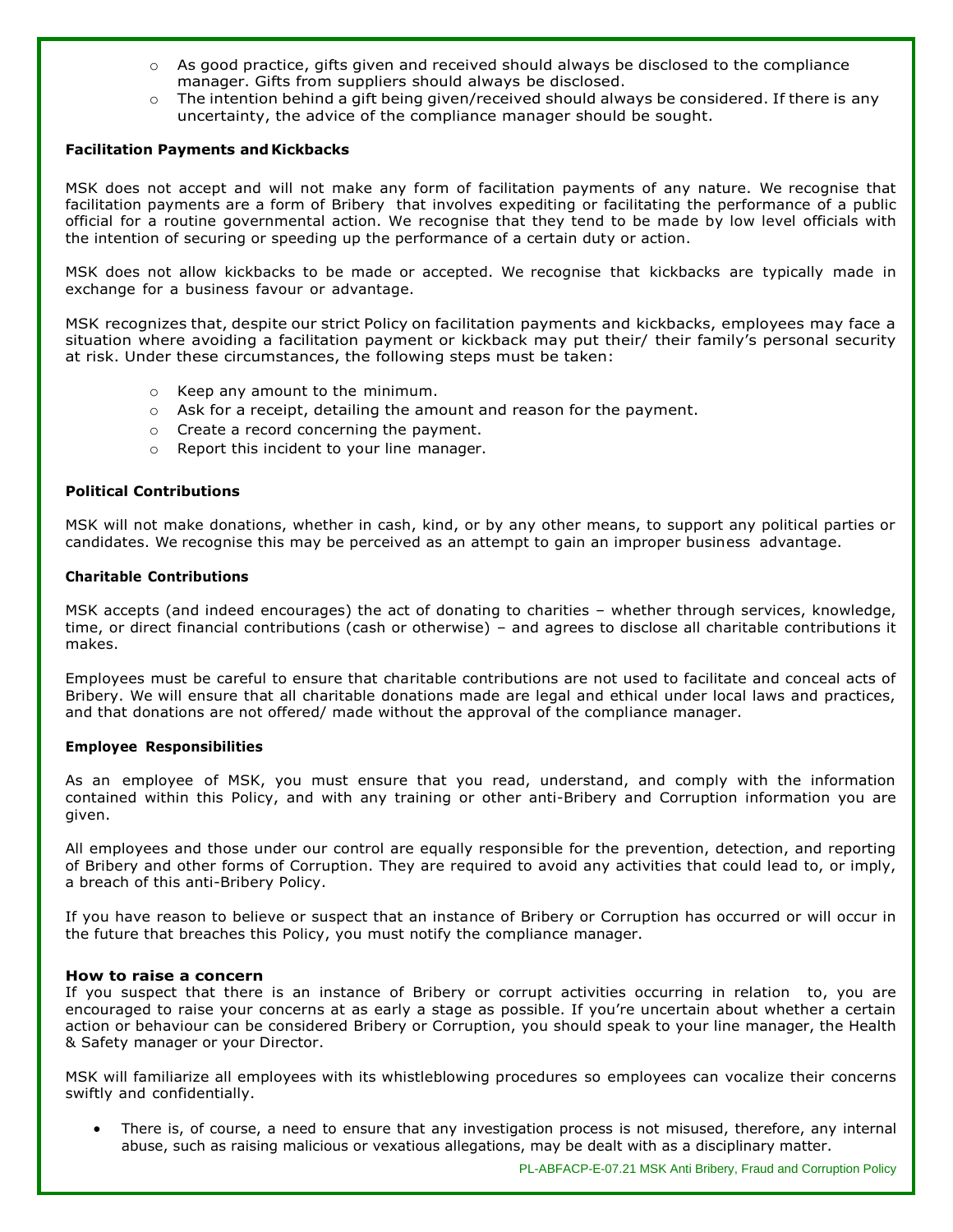- As good practice, gifts given and received should always be disclosed to the compliance manager. Gifts from suppliers should always be disclosed.
- The intention behind a gift being given/received should always be considered. If there is any uncertainty, the advice of the compliance manager should be sought.

**Facilitation Payments and Kickbacks**

MSK does not accept and will not make any form of facilitation payments of any nature. We recognise that facilitation payments are a form of Bribery that involves expediting or facilitating the performance of a public official for a routine governmental action. We recognise that they tend to be made by low level officials with the intention of securing or speeding up the performance of a certain duty or action.

MSK does not allow kickbacks to be made or accepted. We recognise that kickbacks are typically made in exchange for a business favour or advantage.

MSK recognizes that, despite our strict Policy on facilitation payments and kickbacks, employees may face a situation where avoiding a facilitation payment or kickback may put their/ their family's personal security at risk. Under these circumstances, the following steps must be taken:

- Keep any amount to the minimum.
- Ask for a receipt, detailing the amount and reason for the payment.
- Create a record concerning the payment.
- Report this incident to your line manager.

**Political Contributions**

MSK will not make donations, whether in cash, kind, or by any other means, to support any political parties or candidates. We recognise this may be perceived as an attempt to gain an improper business advantage.

**Charitable Contributions**

MSK accepts (and indeed encourages) the act of donating to charities – whether through services, knowledge, time, or direct financial contributions (cash or otherwise) – and agrees to disclose all charitable contributions it makes.

Employees must be careful to ensure that charitable contributions are not used to facilitate and conceal acts of Bribery. We will ensure that all charitable donations made are legal and ethical under local laws and practices, and that donations are not offered/ made without the approval of the compliance manager.

**Employee Responsibilities**

As an employee of MSK, you must ensure that you read, understand, and comply with the information contained within this Policy, and with any training or other anti-Bribery and Corruption information you are given.

All employees and those under our control are equally responsible for the prevention, detection, and reporting of Bribery and other forms of Corruption. They are required to avoid any activities that could lead to, or imply, a breach of this anti-Bribery Policy.

If you have reason to believe or suspect that an instance of Bribery or Corruption has occurred or will occur in the future that breaches this Policy, you must notify the compliance manager.

**How to raise a concern**

If you suspect that there is an instance of Bribery or corrupt activities occurring in relation to, you are encouraged to raise your concerns at as early a stage as possible. If you're uncertain about whether a certain action or behaviour can be considered Bribery or Corruption, you should speak to your line manager, the Health & Safety manager or your Director.

MSK will familiarize all employees with its whistleblowing procedures so employees can vocalize their concerns swiftly and confidentially.

- There is, of course, a need to ensure that any investigation process is not misused, therefore, any internal abuse, such as raising malicious or vexatious allegations, may be dealt with as a disciplinary matter.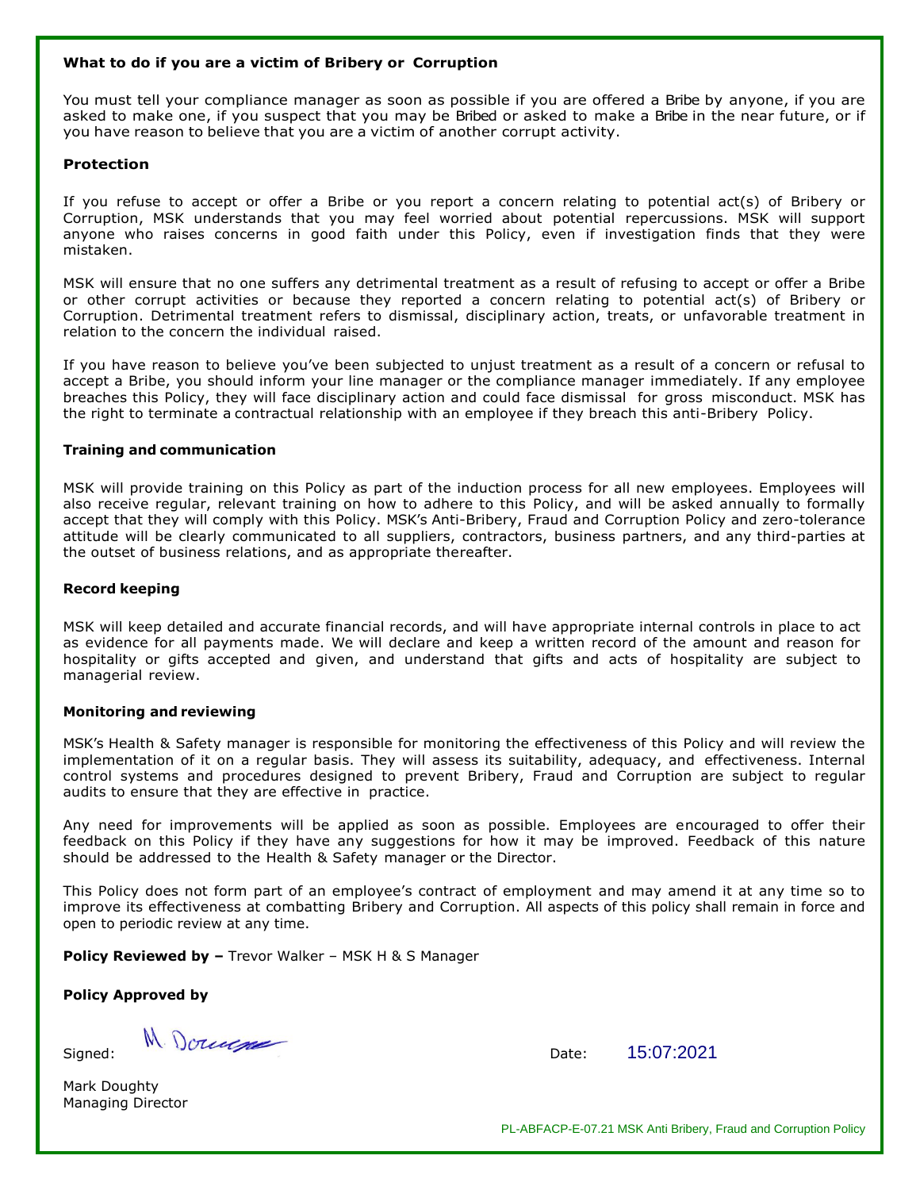**What to do if you are a victim of Bribery or Corruption**

You must tell your compliance manager as soon as possible if you are offered a Bribe by anyone, if you are asked to make one, if you suspect that you may be Bribed or asked to make a Bribe in the near future, or if you have reason to believe that you are a victim of another corrupt activity.

**Protection**

If you refuse to accept or offer a Bribe or you report a concern relating to potential act(s) of Bribery or Corruption, MSK understands that you may feel worried about potential repercussions. MSK will support anyone who raises concerns in good faith under this Policy, even if investigation finds that they were mistaken.

MSK will ensure that no one suffers any detrimental treatment as a result of refusing to accept or offer a Bribe or other corrupt activities or because they reported a concern relating to potential act(s) of Bribery or Corruption. Detrimental treatment refers to dismissal, disciplinary action, treats, or unfavorable treatment in relation to the concern the individual raised.

If you have reason to believe you've been subjected to unjust treatment as a result of a concern or refusal to accept a Bribe, you should inform your line manager or the compliance manager immediately. If any employee breaches this Policy, they will face disciplinary action and could face dismissal for gross misconduct. MSK has the right to terminate a contractual relationship with an employee if they breach this anti-Bribery Policy.

**Training and communication**

MSK will provide training on this Policy as part of the induction process for all new employees. Employees will also receive regular, relevant training on how to adhere to this Policy, and will be asked annually to formally accept that they will comply with this Policy. MSK's Anti-Bribery, Fraud and Corruption Policy and zero-tolerance attitude will be clearly communicated to all suppliers, contractors, business partners, and any third-parties at the outset of business relations, and as appropriate thereafter.

**Record keeping**

MSK will keep detailed and accurate financial records, and will have appropriate internal controls in place to act as evidence for all payments made. We will declare and keep a written record of the amount and reason for hospitality or gifts accepted and given, and understand that gifts and acts of hospitality are subject to managerial review.

**Monitoring and reviewing**

MSK's Health & Safety manager is responsible for monitoring the effectiveness of this Policy and will review the implementation of it on a regular basis. They will assess its suitability, adequacy, and effectiveness. Internal control systems and procedures designed to prevent Bribery, Fraud and Corruption are subject to regular audits to ensure that they are effective in practice.

Any need for improvements will be applied as soon as possible. Employees are encouraged to offer their feedback on this Policy if they have any suggestions for how it may be improved. Feedback of this nature should be addressed to the Health & Safety manager or the Director.

This Policy does not form part of an employee's contract of employment and may amend it at any time so to improve its effectiveness at combatting Bribery and Corruption. All aspects of this policy shall remain in force and open to periodic review at any time.

**Policy Reviewed by –** Trevor Walker – MSK H & S Manager

**Policy Approved by**

Signed: M. Doughty

Date: 15:07:2021

Mark Doughty
Managing Director

PL-ABFACP-E-07.21 MSK Anti Bribery, Fraud and Corruption Policy